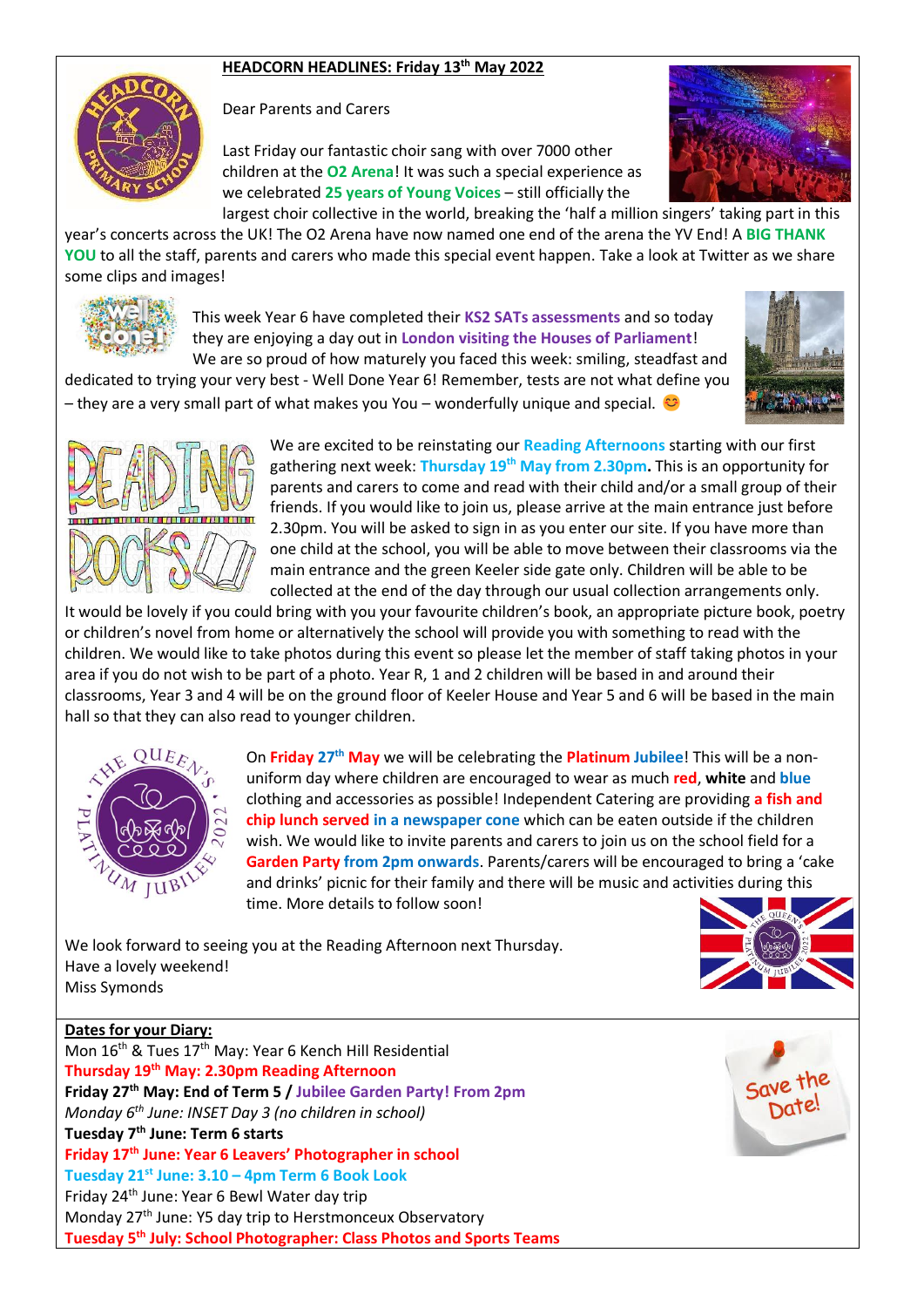## HEADCORN HEADLINES: Friday 13th May 2022

Dear Parents and Carers

Last Friday our fantastic choir sang with over 7000 other children at the **O2 Arena**! It was such a special experience as we celebrated **25 years of Young Voices** – still officially the largest choir collective in the world, breaking the 'half a million singers' taking part in this year's concerts across the UK! The O2 Arena have now named one end of the arena the YV End! A **BIG THANK YOU** to all the staff, parents and carers who made this special event happen. Take a look at Twitter as we share some clips and images!

This week Year 6 have completed their **KS2 SATs assessments** and so today they are enjoying a day out in **London visiting the Houses of Parliament**! We are so proud of how maturely you faced this week: smiling, steadfast and dedicated to trying your very best - Well Done Year 6! Remember, tests are not what define you – they are a very small part of what makes you You – wonderfully unique and special. 😊

We are excited to be reinstating our **Reading Afternoons** starting with our first gathering next week: **Thursday 19th May from 2.30pm.** This is an opportunity for parents and carers to come and read with their child and/or a small group of their friends. If you would like to join us, please arrive at the main entrance just before 2.30pm. You will be asked to sign in as you enter our site. If you have more than one child at the school, you will be able to move between their classrooms via the main entrance and the green Keeler side gate only. Children will be able to be collected at the end of the day through our usual collection arrangements only. It would be lovely if you could bring with you your favourite children's book, an appropriate picture book, poetry or children's novel from home or alternatively the school will provide you with something to read with the children. We would like to take photos during this event so please let the member of staff taking photos in your area if you do not wish to be part of a photo. Year R, 1 and 2 children will be based in and around their classrooms, Year 3 and 4 will be on the ground floor of Keeler House and Year 5 and 6 will be based in the main hall so that they can also read to younger children.

On **Friday 27th May** we will be celebrating the **Platinum Jubilee**! This will be a non-uniform day where children are encouraged to wear as much **red**, **white** and **blue** clothing and accessories as possible! Independent Catering are providing **a fish and chip lunch served in a newspaper cone** which can be eaten outside if the children wish. We would like to invite parents and carers to join us on the school field for a **Garden Party from 2pm onwards**. Parents/carers will be encouraged to bring a 'cake and drinks' picnic for their family and there will be music and activities during this time. More details to follow soon!

We look forward to seeing you at the Reading Afternoon next Thursday.
Have a lovely weekend!
Miss Symonds

**Dates for your Diary:**

Mon 16th & Tues 17th May: Year 6 Kench Hill Residential
**Thursday 19th May: 2.30pm Reading Afternoon**
**Friday 27th May: End of Term 5 / Jubilee Garden Party! From 2pm**
*Monday 6th June: INSET Day 3 (no children in school)*
**Tuesday 7th June: Term 6 starts**
**Friday 17th June: Year 6 Leavers' Photographer in school**
**Tuesday 21st June: 3.10 – 4pm Term 6 Book Look**
Friday 24th June: Year 6 Bewl Water day trip
Monday 27th June: Y5 day trip to Herstmonceux Observatory
**Tuesday 5th July: School Photographer: Class Photos and Sports Teams**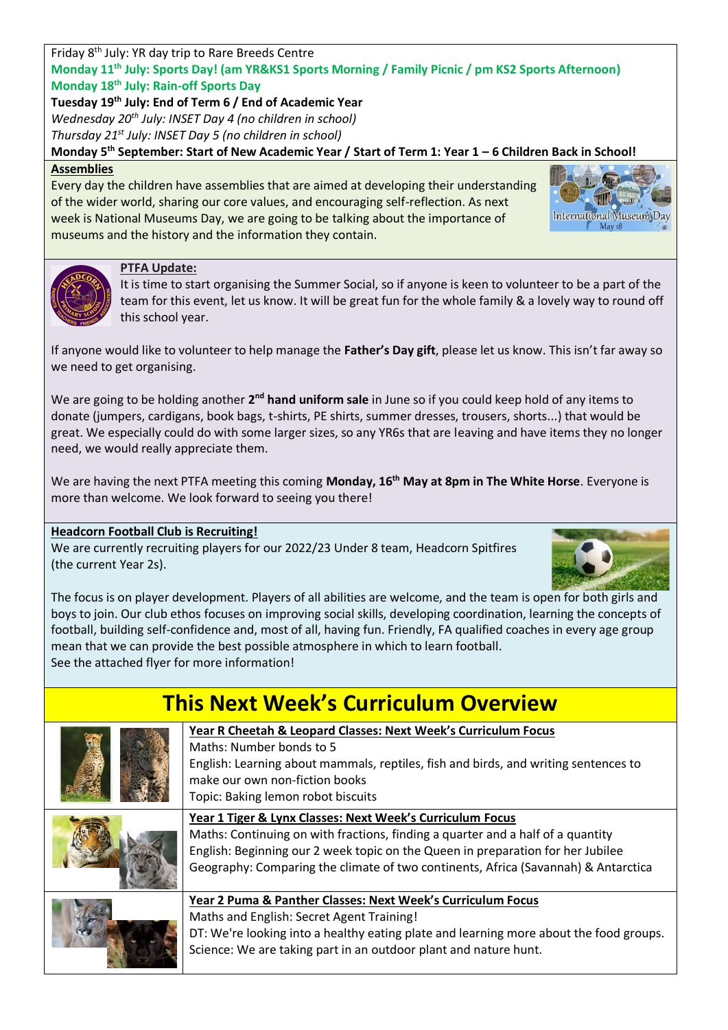Friday 8th July: YR day trip to Rare Breeds Centre

**Monday 11th July: Sports Day! (am YR&KS1 Sports Morning / Family Picnic / pm KS2 Sports Afternoon)**

**Monday 18th July: Rain-off Sports Day**

**Tuesday 19th July: End of Term 6 / End of Academic Year**

*Wednesday 20th July: INSET Day 4 (no children in school)*

*Thursday 21st July: INSET Day 5 (no children in school)*

**Monday 5th September: Start of New Academic Year / Start of Term 1: Year 1 – 6 Children Back in School!**

## Assemblies

Every day the children have assemblies that are aimed at developing their understanding of the wider world, sharing our core values, and encouraging self-reflection. As next week is National Museums Day, we are going to be talking about the importance of museums and the history and the information they contain.

## PTFA Update:

It is time to start organising the Summer Social, so if anyone is keen to volunteer to be a part of the team for this event, let us know. It will be great fun for the whole family & a lovely way to round off this school year.

If anyone would like to volunteer to help manage the **Father's Day gift**, please let us know. This isn't far away so we need to get organising.

We are going to be holding another **2nd hand uniform sale** in June so if you could keep hold of any items to donate (jumpers, cardigans, book bags, t-shirts, PE shirts, summer dresses, trousers, shorts...) that would be great. We especially could do with some larger sizes, so any YR6s that are leaving and have items they no longer need, we would really appreciate them.

We are having the next PTFA meeting this coming **Monday, 16th May at 8pm in The White Horse**. Everyone is more than welcome. We look forward to seeing you there!

## Headcorn Football Club is Recruiting!

We are currently recruiting players for our 2022/23 Under 8 team, Headcorn Spitfires (the current Year 2s).

The focus is on player development. Players of all abilities are welcome, and the team is open for both girls and boys to join. Our club ethos focuses on improving social skills, developing coordination, learning the concepts of football, building self-confidence and, most of all, having fun. Friendly, FA qualified coaches in every age group mean that we can provide the best possible atmosphere in which to learn football.

See the attached flyer for more information!

# This Next Week's Curriculum Overview

### Year R Cheetah & Leopard Classes: Next Week's Curriculum Focus

Maths: Number bonds to 5

English: Learning about mammals, reptiles, fish and birds, and writing sentences to make our own non-fiction books

Topic: Baking lemon robot biscuits

### Year 1 Tiger & Lynx Classes: Next Week's Curriculum Focus

Maths: Continuing on with fractions, finding a quarter and a half of a quantity

English: Beginning our 2 week topic on the Queen in preparation for her Jubilee

Geography: Comparing the climate of two continents, Africa (Savannah) & Antarctica

### Year 2 Puma & Panther Classes: Next Week's Curriculum Focus

Maths and English: Secret Agent Training!

DT: We're looking into a healthy eating plate and learning more about the food groups.

Science: We are taking part in an outdoor plant and nature hunt.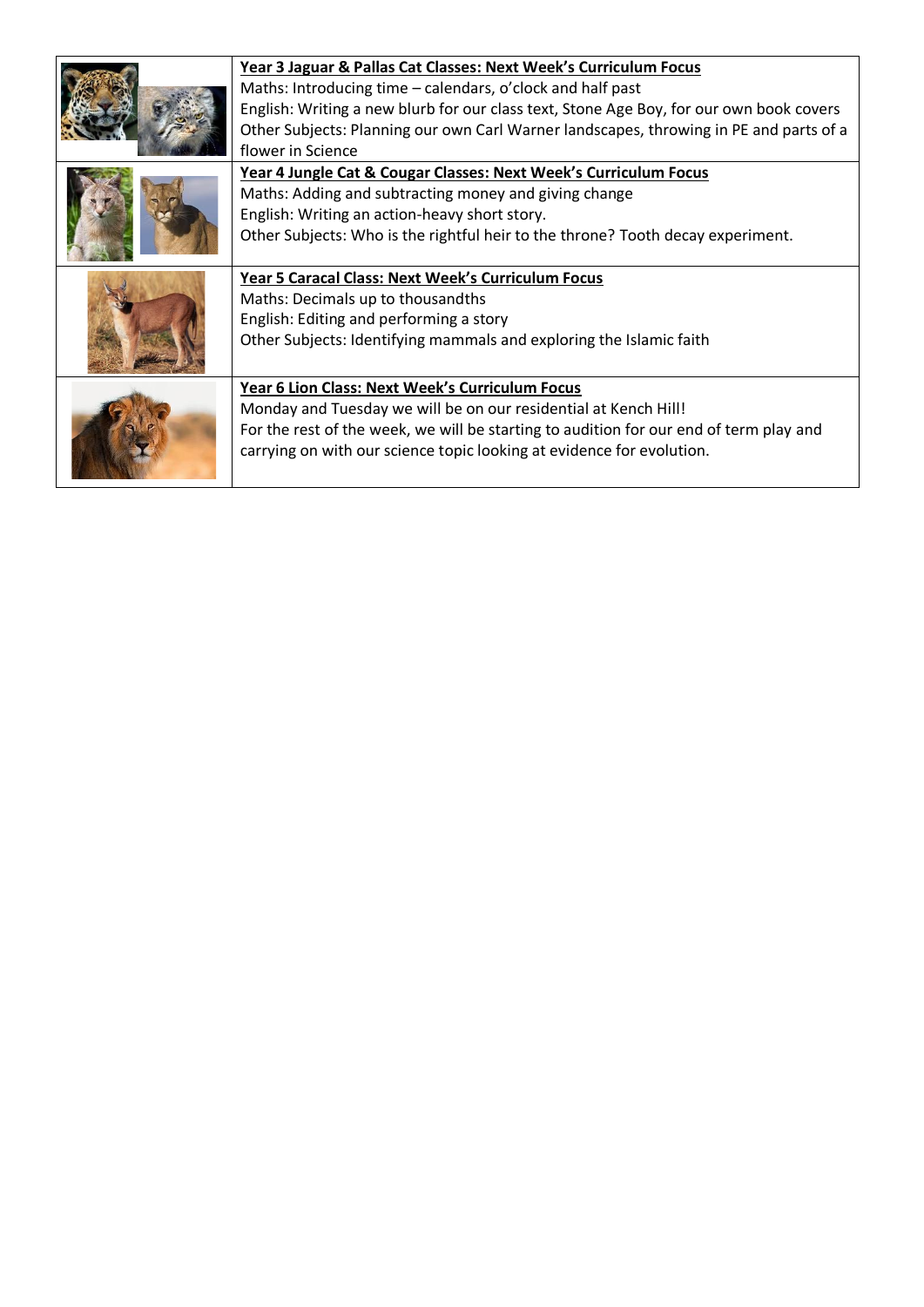| | |
|---|---|
| | **Year 3 Jaguar & Pallas Cat Classes: Next Week's Curriculum Focus**<br>Maths: Introducing time – calendars, o'clock and half past<br>English: Writing a new blurb for our class text, Stone Age Boy, for our own book covers<br>Other Subjects: Planning our own Carl Warner landscapes, throwing in PE and parts of a flower in Science |
| | **Year 4 Jungle Cat & Cougar Classes: Next Week's Curriculum Focus**<br>Maths: Adding and subtracting money and giving change<br>English: Writing an action-heavy short story.<br>Other Subjects: Who is the rightful heir to the throne? Tooth decay experiment. |
| | **Year 5 Caracal Class: Next Week's Curriculum Focus**<br>Maths: Decimals up to thousandths<br>English: Editing and performing a story<br>Other Subjects: Identifying mammals and exploring the Islamic faith |
| | **Year 6 Lion Class: Next Week's Curriculum Focus**<br>Monday and Tuesday we will be on our residential at Kench Hill!<br>For the rest of the week, we will be starting to audition for our end of term play and carrying on with our science topic looking at evidence for evolution. |